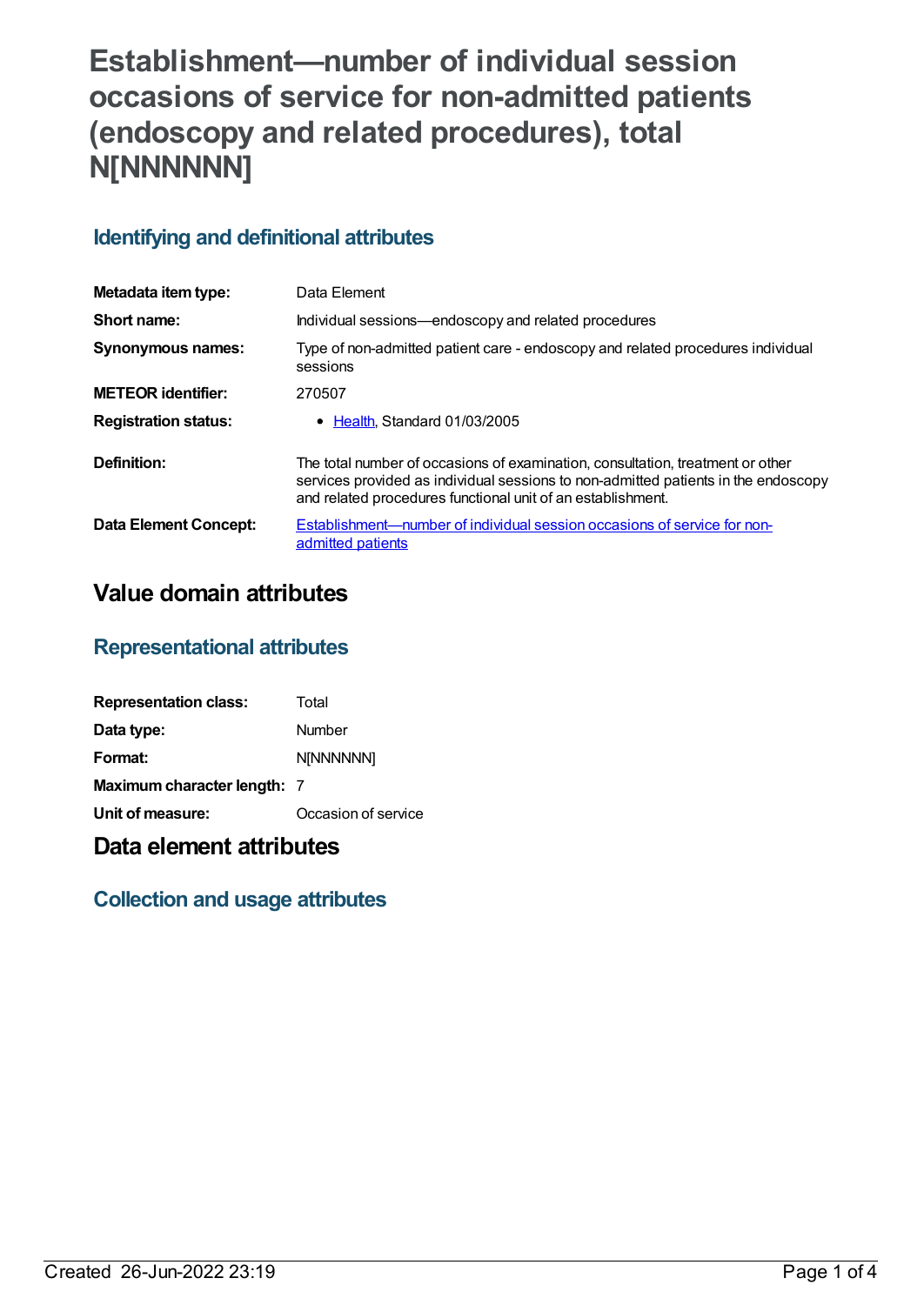# Establishment—number of individual session occasions of service for non-admitted patients (endoscopy and related procedures), total N[NNNNNN]

## Identifying and definitional attributes

| | |
|---|---|
| **Metadata item type:** | Data Element |
| **Short name:** | Individual sessions—endoscopy and related procedures |
| **Synonymous names:** | Type of non-admitted patient care - endoscopy and related procedures individual sessions |
| **METEOR identifier:** | 270507 |
| **Registration status:** | • Health, Standard 01/03/2005 |
| **Definition:** | The total number of occasions of examination, consultation, treatment or other services provided as individual sessions to non-admitted patients in the endoscopy and related procedures functional unit of an establishment. |
| **Data Element Concept:** | Establishment—number of individual session occasions of service for non-admitted patients |

# Value domain attributes

## Representational attributes

| | |
|---|---|
| **Representation class:** | Total |
| **Data type:** | Number |
| **Format:** | N[NNNNNN] |
| **Maximum character length:** | 7 |
| **Unit of measure:** | Occasion of service |

# Data element attributes

## Collection and usage attributes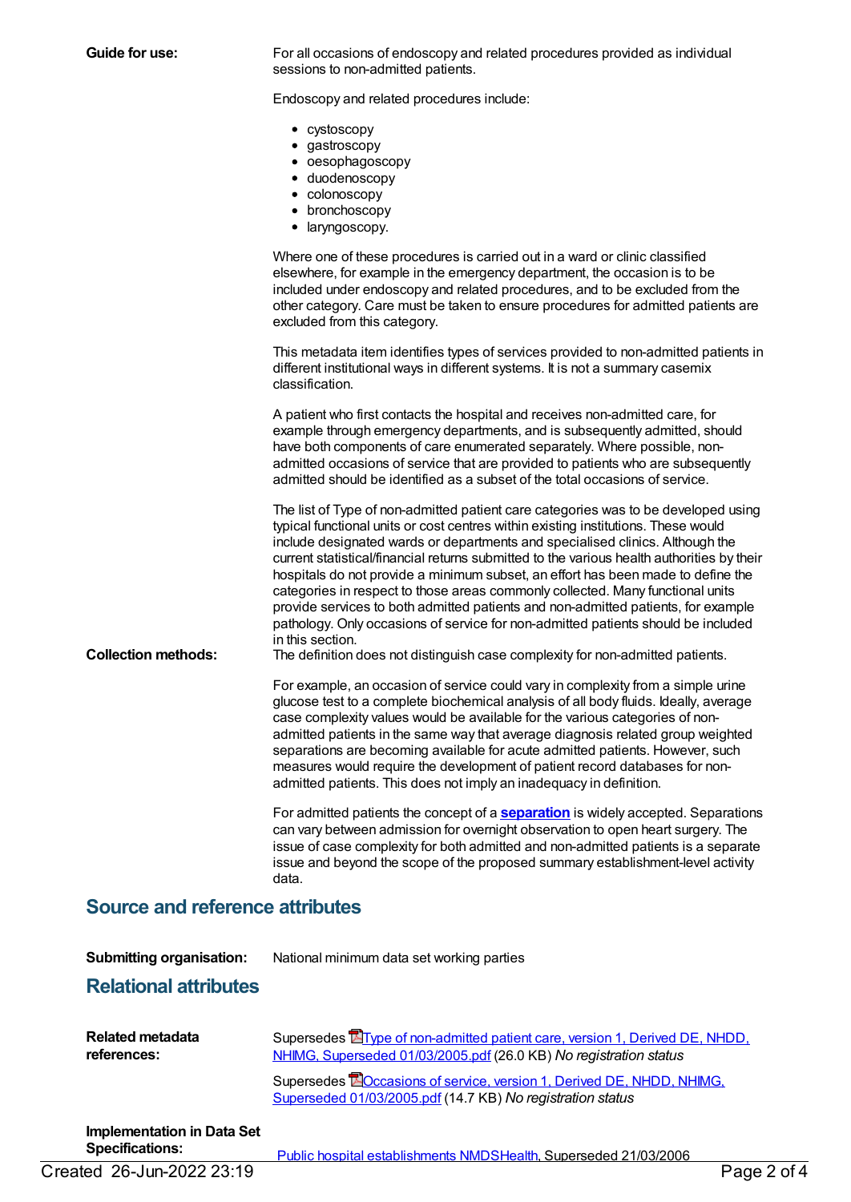**Guide for use:**

For all occasions of endoscopy and related procedures provided as individual sessions to non-admitted patients.

Endoscopy and related procedures include:

- cystoscopy
- gastroscopy
- oesophagoscopy
- duodenoscopy
- colonoscopy
- bronchoscopy
- laryngoscopy.

Where one of these procedures is carried out in a ward or clinic classified elsewhere, for example in the emergency department, the occasion is to be included under endoscopy and related procedures, and to be excluded from the other category. Care must be taken to ensure procedures for admitted patients are excluded from this category.

This metadata item identifies types of services provided to non-admitted patients in different institutional ways in different systems. It is not a summary casemix classification.

A patient who first contacts the hospital and receives non-admitted care, for example through emergency departments, and is subsequently admitted, should have both components of care enumerated separately. Where possible, non-admitted occasions of service that are provided to patients who are subsequently admitted should be identified as a subset of the total occasions of service.

The list of Type of non-admitted patient care categories was to be developed using typical functional units or cost centres within existing institutions. These would include designated wards or departments and specialised clinics. Although the current statistical/financial returns submitted to the various health authorities by their hospitals do not provide a minimum subset, an effort has been made to define the categories in respect to those areas commonly collected. Many functional units provide services to both admitted patients and non-admitted patients, for example pathology. Only occasions of service for non-admitted patients should be included in this section.

**Collection methods:**

The definition does not distinguish case complexity for non-admitted patients.

For example, an occasion of service could vary in complexity from a simple urine glucose test to a complete biochemical analysis of all body fluids. Ideally, average case complexity values would be available for the various categories of non-admitted patients in the same way that average diagnosis related group weighted separations are becoming available for acute admitted patients. However, such measures would require the development of patient record databases for non-admitted patients. This does not imply an inadequacy in definition.

For admitted patients the concept of a **separation** is widely accepted. Separations can vary between admission for overnight observation to open heart surgery. The issue of case complexity for both admitted and non-admitted patients is a separate issue and beyond the scope of the proposed summary establishment-level activity data.

## Source and reference attributes

**Submitting organisation:** National minimum data set working parties

## Relational attributes

**Related metadata references:**

Supersedes Type of non-admitted patient care, version 1, Derived DE, NHDD, NHIMG, Superseded 01/03/2005.pdf (26.0 KB) *No registration status*

Supersedes Occasions of service, version 1, Derived DE, NHDD, NHIMG, Superseded 01/03/2005.pdf (14.7 KB) *No registration status*

**Implementation in Data Set Specifications:**

Public hospital establishments NMDSHealth, Superseded 21/03/2006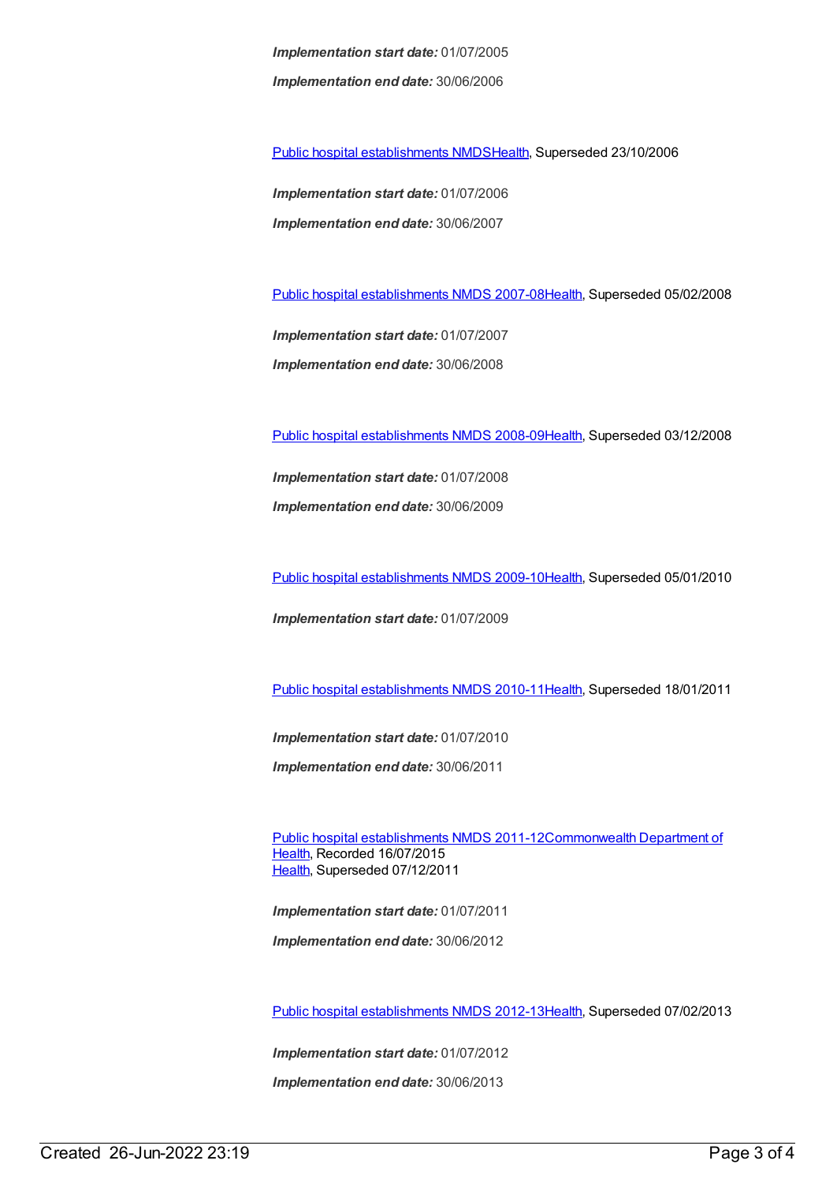***Implementation start date:*** 01/07/2005

***Implementation end date:*** 30/06/2006

Public hospital establishments NMDSHealth, Superseded 23/10/2006

***Implementation start date:*** 01/07/2006

***Implementation end date:*** 30/06/2007

Public hospital establishments NMDS 2007-08Health, Superseded 05/02/2008

***Implementation start date:*** 01/07/2007

***Implementation end date:*** 30/06/2008

Public hospital establishments NMDS 2008-09Health, Superseded 03/12/2008

***Implementation start date:*** 01/07/2008

***Implementation end date:*** 30/06/2009

Public hospital establishments NMDS 2009-10Health, Superseded 05/01/2010

***Implementation start date:*** 01/07/2009

Public hospital establishments NMDS 2010-11Health, Superseded 18/01/2011

***Implementation start date:*** 01/07/2010

***Implementation end date:*** 30/06/2011

Public hospital establishments NMDS 2011-12Commonwealth Department of Health, Recorded 16/07/2015
Health, Superseded 07/12/2011

***Implementation start date:*** 01/07/2011

***Implementation end date:*** 30/06/2012

Public hospital establishments NMDS 2012-13Health, Superseded 07/02/2013

***Implementation start date:*** 01/07/2012

***Implementation end date:*** 30/06/2013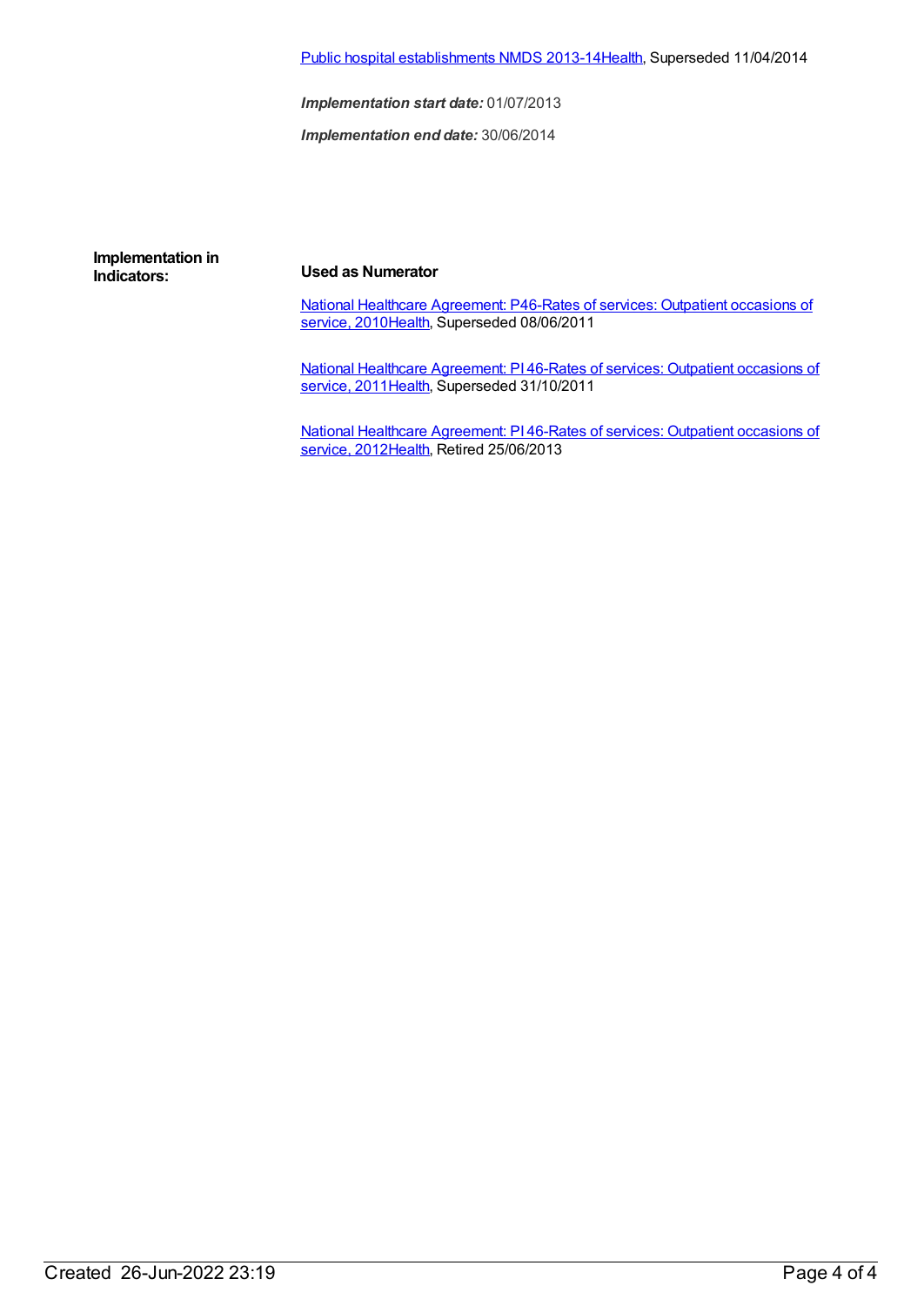Public hospital establishments NMDS 2013-14Health, Superseded 11/04/2014

***Implementation start date:*** 01/07/2013

***Implementation end date:*** 30/06/2014

**Implementation in Indicators:**

**Used as Numerator**

National Healthcare Agreement: P46-Rates of services: Outpatient occasions of service, 2010Health, Superseded 08/06/2011

National Healthcare Agreement: PI 46-Rates of services: Outpatient occasions of service, 2011Health, Superseded 31/10/2011

National Healthcare Agreement: PI 46-Rates of services: Outpatient occasions of service, 2012Health, Retired 25/06/2013